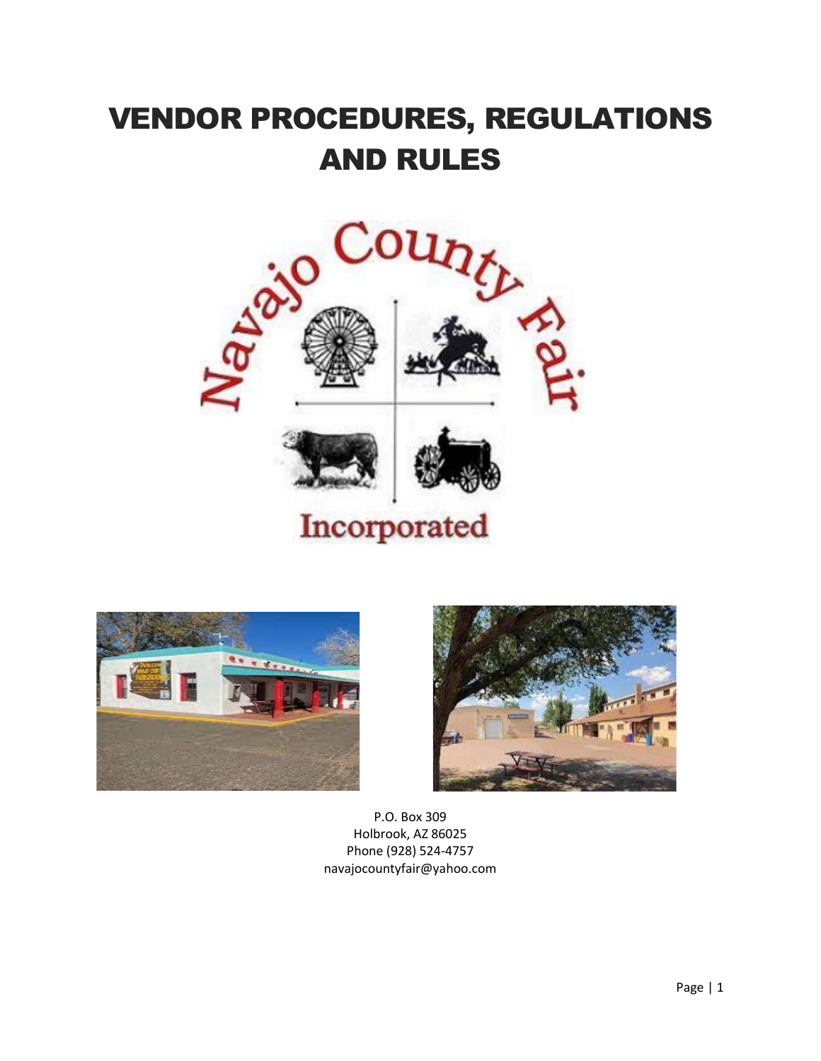# VENDOR PROCEDURES, REGULATIONS AND RULES

Navajo County Fair

Incorporated

P.O. Box 309
Holbrook, AZ 86025
Phone (928) 524-4757
navajocountyfair@yahoo.com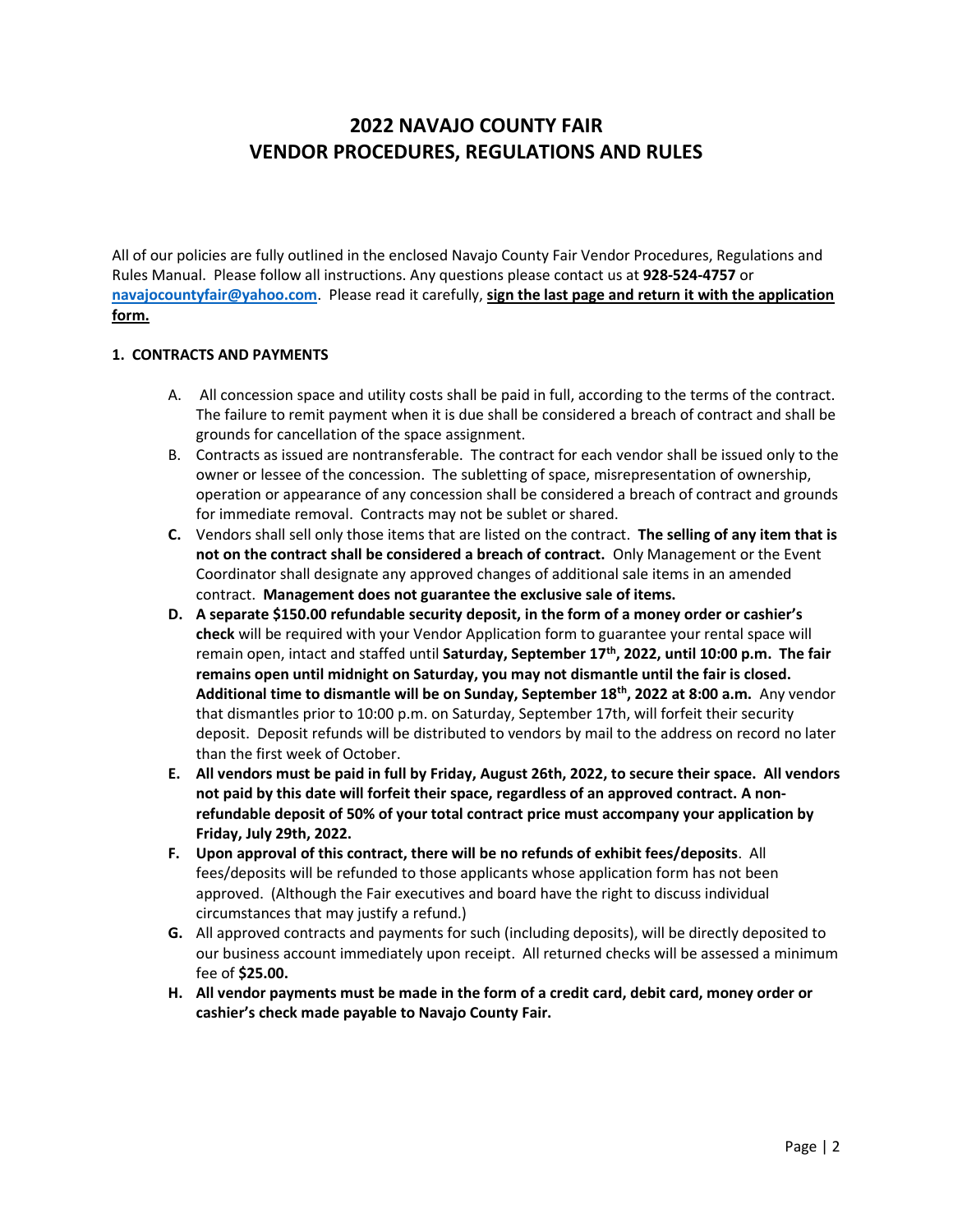# 2022 NAVAJO COUNTY FAIR
# VENDOR PROCEDURES, REGULATIONS AND RULES

All of our policies are fully outlined in the enclosed Navajo County Fair Vendor Procedures, Regulations and Rules Manual. Please follow all instructions. Any questions please contact us at **928-524-4757** or **navajocountyfair@yahoo.com**. Please read it carefully, **sign the last page and return it with the application form.**

## 1. CONTRACTS AND PAYMENTS

A. All concession space and utility costs shall be paid in full, according to the terms of the contract. The failure to remit payment when it is due shall be considered a breach of contract and shall be grounds for cancellation of the space assignment.

B. Contracts as issued are nontransferable. The contract for each vendor shall be issued only to the owner or lessee of the concession. The subletting of space, misrepresentation of ownership, operation or appearance of any concession shall be considered a breach of contract and grounds for immediate removal. Contracts may not be sublet or shared.

**C.** Vendors shall sell only those items that are listed on the contract. **The selling of any item that is not on the contract shall be considered a breach of contract.** Only Management or the Event Coordinator shall designate any approved changes of additional sale items in an amended contract. **Management does not guarantee the exclusive sale of items.**

**D. A separate $150.00 refundable security deposit, in the form of a money order or cashier's check** will be required with your Vendor Application form to guarantee your rental space will remain open, intact and staffed until **Saturday, September 17th, 2022, until 10:00 p.m. The fair remains open until midnight on Saturday, you may not dismantle until the fair is closed. Additional time to dismantle will be on Sunday, September 18th, 2022 at 8:00 a.m.** Any vendor that dismantles prior to 10:00 p.m. on Saturday, September 17th, will forfeit their security deposit. Deposit refunds will be distributed to vendors by mail to the address on record no later than the first week of October.

**E. All vendors must be paid in full by Friday, August 26th, 2022, to secure their space. All vendors not paid by this date will forfeit their space, regardless of an approved contract. A non-refundable deposit of 50% of your total contract price must accompany your application by Friday, July 29th, 2022.**

**F. Upon approval of this contract, there will be no refunds of exhibit fees/deposits**. All fees/deposits will be refunded to those applicants whose application form has not been approved. (Although the Fair executives and board have the right to discuss individual circumstances that may justify a refund.)

**G.** All approved contracts and payments for such (including deposits), will be directly deposited to our business account immediately upon receipt. All returned checks will be assessed a minimum fee of **$25.00.**

**H. All vendor payments must be made in the form of a credit card, debit card, money order or cashier's check made payable to Navajo County Fair.**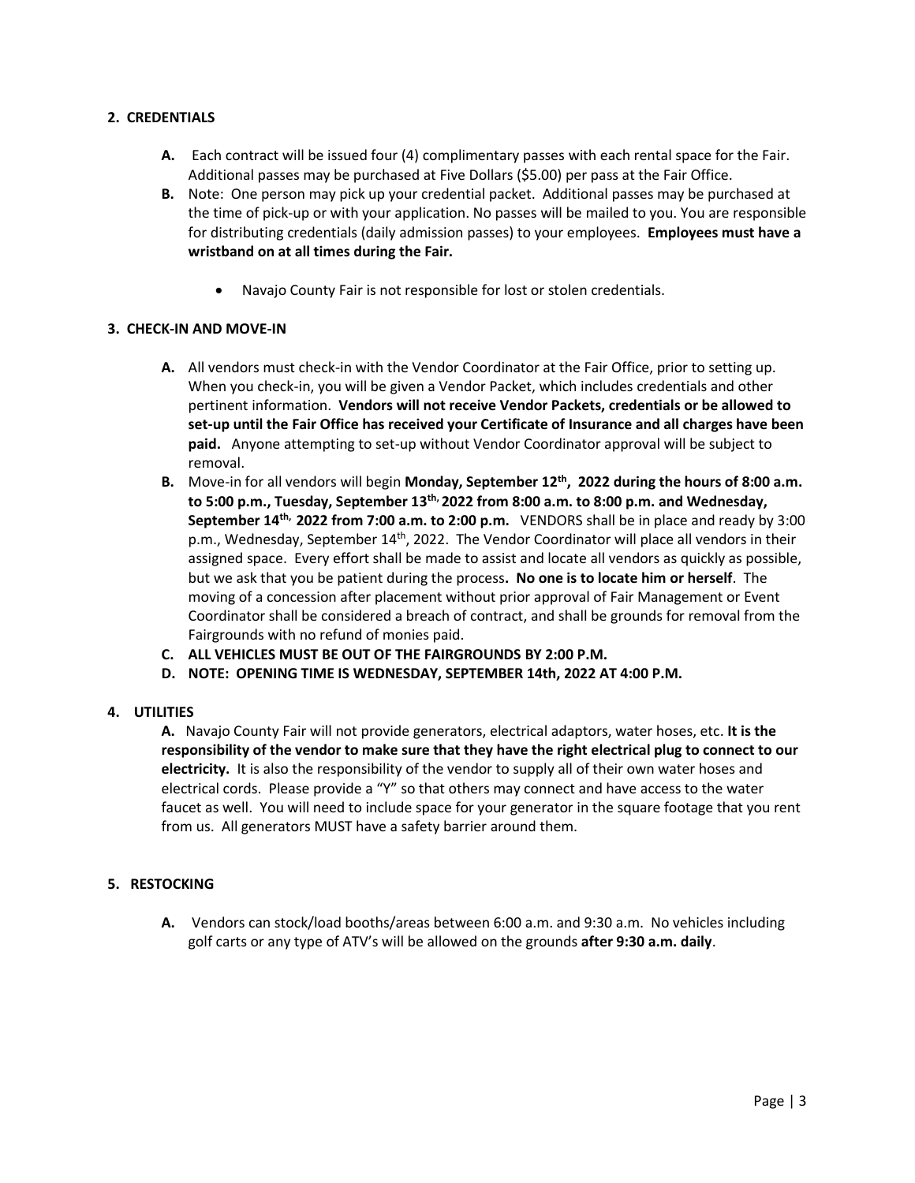## 2. CREDENTIALS

- **A.** Each contract will be issued four (4) complimentary passes with each rental space for the Fair. Additional passes may be purchased at Five Dollars ($5.00) per pass at the Fair Office.
- **B.** Note: One person may pick up your credential packet. Additional passes may be purchased at the time of pick-up or with your application. No passes will be mailed to you. You are responsible for distributing credentials (daily admission passes) to your employees. **Employees must have a wristband on at all times during the Fair.**
  - Navajo County Fair is not responsible for lost or stolen credentials.

## 3. CHECK-IN AND MOVE-IN

- **A.** All vendors must check-in with the Vendor Coordinator at the Fair Office, prior to setting up. When you check-in, you will be given a Vendor Packet, which includes credentials and other pertinent information. **Vendors will not receive Vendor Packets, credentials or be allowed to set-up until the Fair Office has received your Certificate of Insurance and all charges have been paid.** Anyone attempting to set-up without Vendor Coordinator approval will be subject to removal.
- **B.** Move-in for all vendors will begin **Monday, September 12th, 2022 during the hours of 8:00 a.m. to 5:00 p.m., Tuesday, September 13th, 2022 from 8:00 a.m. to 8:00 p.m. and Wednesday, September 14th, 2022 from 7:00 a.m. to 2:00 p.m.** VENDORS shall be in place and ready by 3:00 p.m., Wednesday, September 14th, 2022. The Vendor Coordinator will place all vendors in their assigned space. Every effort shall be made to assist and locate all vendors as quickly as possible, but we ask that you be patient during the process**. No one is to locate him or herself**. The moving of a concession after placement without prior approval of Fair Management or Event Coordinator shall be considered a breach of contract, and shall be grounds for removal from the Fairgrounds with no refund of monies paid.
- **C. ALL VEHICLES MUST BE OUT OF THE FAIRGROUNDS BY 2:00 P.M.**
- **D. NOTE: OPENING TIME IS WEDNESDAY, SEPTEMBER 14th, 2022 AT 4:00 P.M.**

## 4. UTILITIES

**A.** Navajo County Fair will not provide generators, electrical adaptors, water hoses, etc. **It is the responsibility of the vendor to make sure that they have the right electrical plug to connect to our electricity.** It is also the responsibility of the vendor to supply all of their own water hoses and electrical cords. Please provide a "Y" so that others may connect and have access to the water faucet as well. You will need to include space for your generator in the square footage that you rent from us. All generators MUST have a safety barrier around them.

## 5. RESTOCKING

- **A.** Vendors can stock/load booths/areas between 6:00 a.m. and 9:30 a.m. No vehicles including golf carts or any type of ATV's will be allowed on the grounds **after 9:30 a.m. daily**.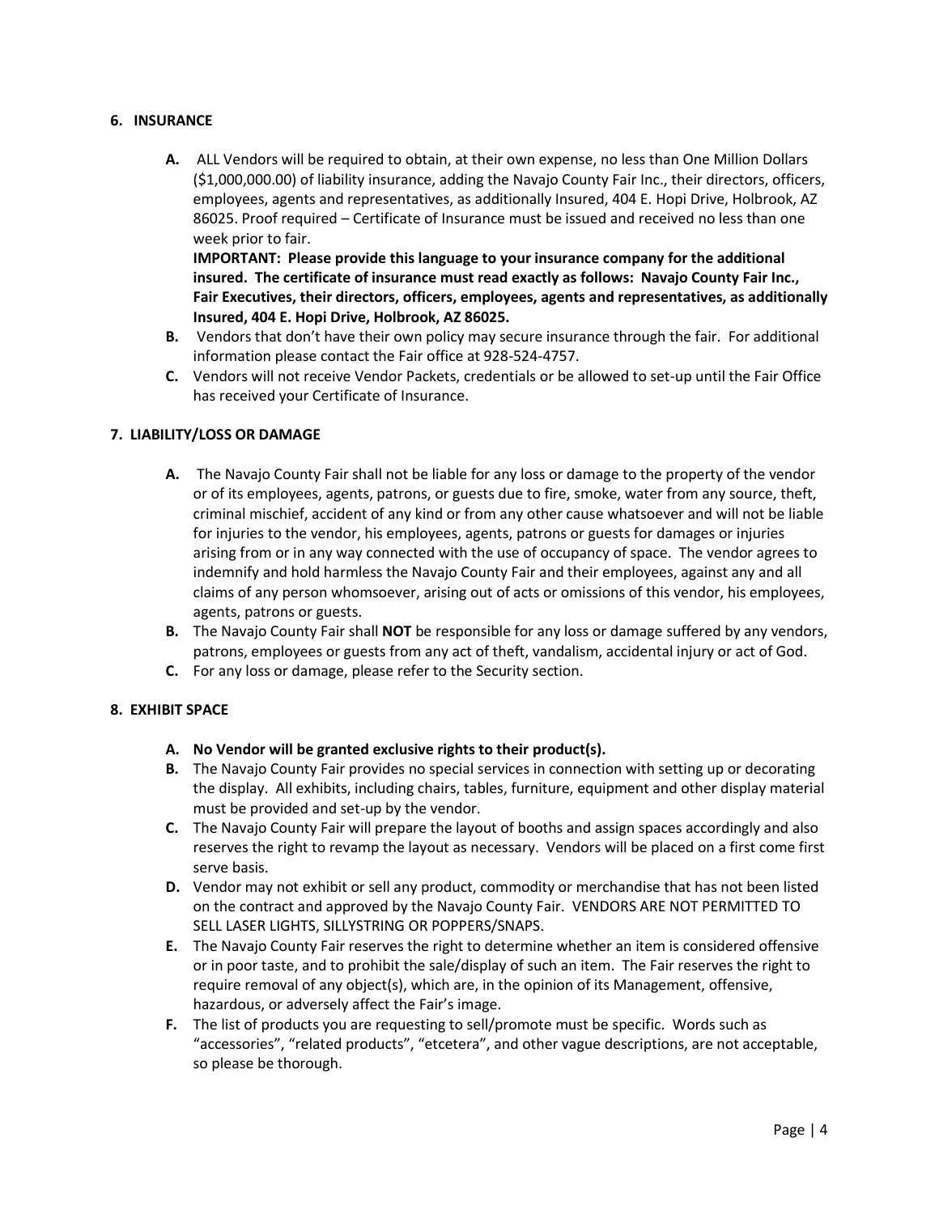## 6. INSURANCE

**A.** ALL Vendors will be required to obtain, at their own expense, no less than One Million Dollars ($1,000,000.00) of liability insurance, adding the Navajo County Fair Inc., their directors, officers, employees, agents and representatives, as additionally Insured, 404 E. Hopi Drive, Holbrook, AZ 86025. Proof required – Certificate of Insurance must be issued and received no less than one week prior to fair.

**IMPORTANT: Please provide this language to your insurance company for the additional insured. The certificate of insurance must read exactly as follows: Navajo County Fair Inc., Fair Executives, their directors, officers, employees, agents and representatives, as additionally Insured, 404 E. Hopi Drive, Holbrook, AZ 86025.**

**B.** Vendors that don't have their own policy may secure insurance through the fair. For additional information please contact the Fair office at 928-524-4757.

**C.** Vendors will not receive Vendor Packets, credentials or be allowed to set-up until the Fair Office has received your Certificate of Insurance.

## 7. LIABILITY/LOSS OR DAMAGE

**A.** The Navajo County Fair shall not be liable for any loss or damage to the property of the vendor or of its employees, agents, patrons, or guests due to fire, smoke, water from any source, theft, criminal mischief, accident of any kind or from any other cause whatsoever and will not be liable for injuries to the vendor, his employees, agents, patrons or guests for damages or injuries arising from or in any way connected with the use of occupancy of space. The vendor agrees to indemnify and hold harmless the Navajo County Fair and their employees, against any and all claims of any person whomsoever, arising out of acts or omissions of this vendor, his employees, agents, patrons or guests.

**B.** The Navajo County Fair shall **NOT** be responsible for any loss or damage suffered by any vendors, patrons, employees or guests from any act of theft, vandalism, accidental injury or act of God.

**C.** For any loss or damage, please refer to the Security section.

## 8. EXHIBIT SPACE

**A. No Vendor will be granted exclusive rights to their product(s).**

**B.** The Navajo County Fair provides no special services in connection with setting up or decorating the display. All exhibits, including chairs, tables, furniture, equipment and other display material must be provided and set-up by the vendor.

**C.** The Navajo County Fair will prepare the layout of booths and assign spaces accordingly and also reserves the right to revamp the layout as necessary. Vendors will be placed on a first come first serve basis.

**D.** Vendor may not exhibit or sell any product, commodity or merchandise that has not been listed on the contract and approved by the Navajo County Fair. VENDORS ARE NOT PERMITTED TO SELL LASER LIGHTS, SILLYSTRING OR POPPERS/SNAPS.

**E.** The Navajo County Fair reserves the right to determine whether an item is considered offensive or in poor taste, and to prohibit the sale/display of such an item. The Fair reserves the right to require removal of any object(s), which are, in the opinion of its Management, offensive, hazardous, or adversely affect the Fair's image.

**F.** The list of products you are requesting to sell/promote must be specific. Words such as "accessories", "related products", "etcetera", and other vague descriptions, are not acceptable, so please be thorough.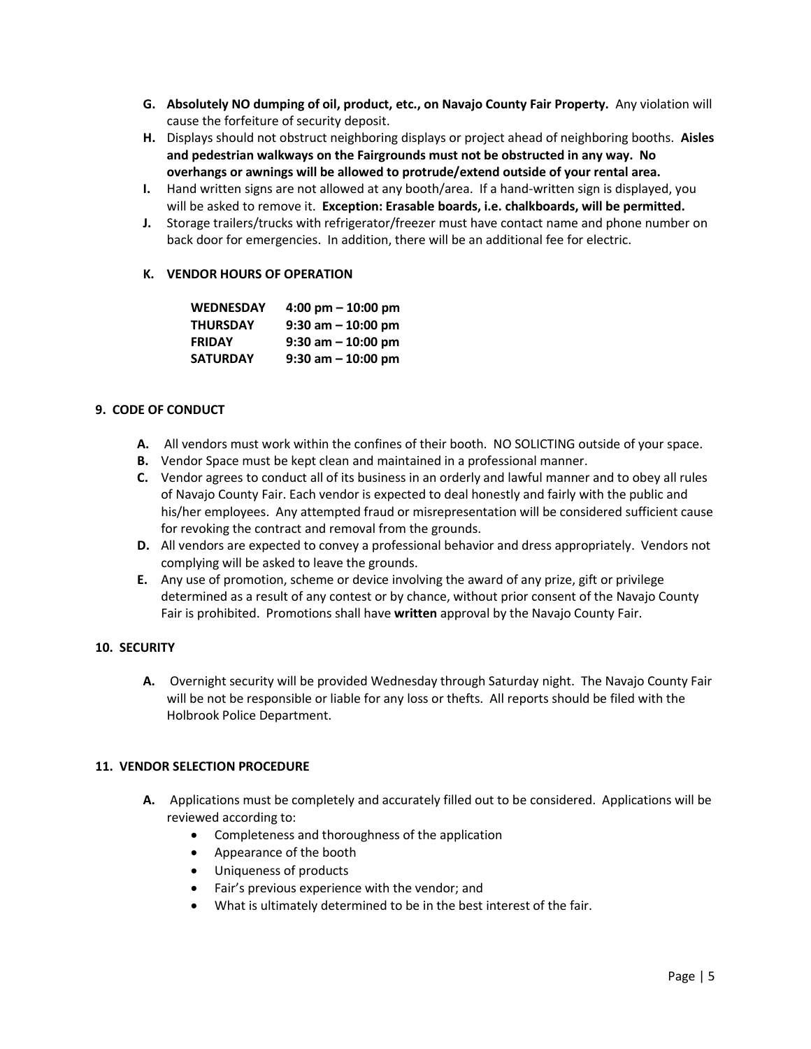- **G. Absolutely NO dumping of oil, product, etc., on Navajo County Fair Property.** Any violation will cause the forfeiture of security deposit.
- **H.** Displays should not obstruct neighboring displays or project ahead of neighboring booths. **Aisles and pedestrian walkways on the Fairgrounds must not be obstructed in any way. No overhangs or awnings will be allowed to protrude/extend outside of your rental area.**
- **I.** Hand written signs are not allowed at any booth/area. If a hand-written sign is displayed, you will be asked to remove it. **Exception: Erasable boards, i.e. chalkboards, will be permitted.**
- **J.** Storage trailers/trucks with refrigerator/freezer must have contact name and phone number on back door for emergencies. In addition, there will be an additional fee for electric.

**K. VENDOR HOURS OF OPERATION**

| | |
|---|---|
| **WEDNESDAY** | **4:00 pm – 10:00 pm** |
| **THURSDAY** | **9:30 am – 10:00 pm** |
| **FRIDAY** | **9:30 am – 10:00 pm** |
| **SATURDAY** | **9:30 am – 10:00 pm** |

## 9. CODE OF CONDUCT

- **A.** All vendors must work within the confines of their booth. NO SOLICTING outside of your space.
- **B.** Vendor Space must be kept clean and maintained in a professional manner.
- **C.** Vendor agrees to conduct all of its business in an orderly and lawful manner and to obey all rules of Navajo County Fair. Each vendor is expected to deal honestly and fairly with the public and his/her employees. Any attempted fraud or misrepresentation will be considered sufficient cause for revoking the contract and removal from the grounds.
- **D.** All vendors are expected to convey a professional behavior and dress appropriately. Vendors not complying will be asked to leave the grounds.
- **E.** Any use of promotion, scheme or device involving the award of any prize, gift or privilege determined as a result of any contest or by chance, without prior consent of the Navajo County Fair is prohibited. Promotions shall have **written** approval by the Navajo County Fair.

## 10. SECURITY

- **A.** Overnight security will be provided Wednesday through Saturday night. The Navajo County Fair will be not be responsible or liable for any loss or thefts. All reports should be filed with the Holbrook Police Department.

## 11. VENDOR SELECTION PROCEDURE

- **A.** Applications must be completely and accurately filled out to be considered. Applications will be reviewed according to:
  - Completeness and thoroughness of the application
  - Appearance of the booth
  - Uniqueness of products
  - Fair's previous experience with the vendor; and
  - What is ultimately determined to be in the best interest of the fair.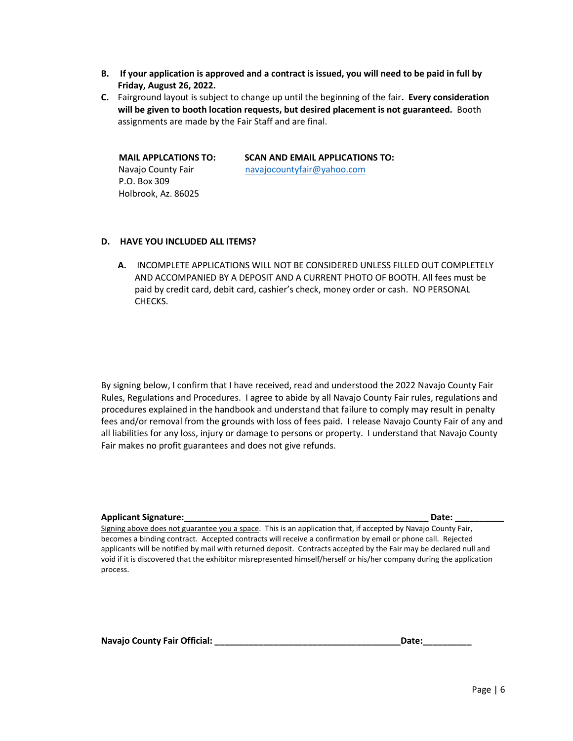B. **If your application is approved and a contract is issued, you will need to be paid in full by Friday, August 26, 2022.**

C. Fairground layout is subject to change up until the beginning of the fair**. Every consideration will be given to booth location requests, but desired placement is not guaranteed.** Booth assignments are made by the Fair Staff and are final.

| **MAIL APPLCATIONS TO:** | **SCAN AND EMAIL APPLICATIONS TO:** |
|---|---|
| Navajo County Fair<br>P.O. Box 309<br>Holbrook, Az. 86025 | navajocountyfair@yahoo.com |

**D. HAVE YOU INCLUDED ALL ITEMS?**

> **A.** INCOMPLETE APPLICATIONS WILL NOT BE CONSIDERED UNLESS FILLED OUT COMPLETELY AND ACCOMPANIED BY A DEPOSIT AND A CURRENT PHOTO OF BOOTH. All fees must be paid by credit card, debit card, cashier's check, money order or cash. NO PERSONAL CHECKS.

By signing below, I confirm that I have received, read and understood the 2022 Navajo County Fair Rules, Regulations and Procedures. I agree to abide by all Navajo County Fair rules, regulations and procedures explained in the handbook and understand that failure to comply may result in penalty fees and/or removal from the grounds with loss of fees paid. I release Navajo County Fair of any and all liabilities for any loss, injury or damage to persons or property. I understand that Navajo County Fair makes no profit guarantees and does not give refunds.

**Applicant Signature:**_____________________________________________________ **Date:** __________

Signing above does not guarantee you a space. This is an application that, if accepted by Navajo County Fair, becomes a binding contract. Accepted contracts will receive a confirmation by email or phone call. Rejected applicants will be notified by mail with returned deposit. Contracts accepted by the Fair may be declared null and void if it is discovered that the exhibitor misrepresented himself/herself or his/her company during the application process.

**Navajo County Fair Official:** ________________________________________**Date:**__________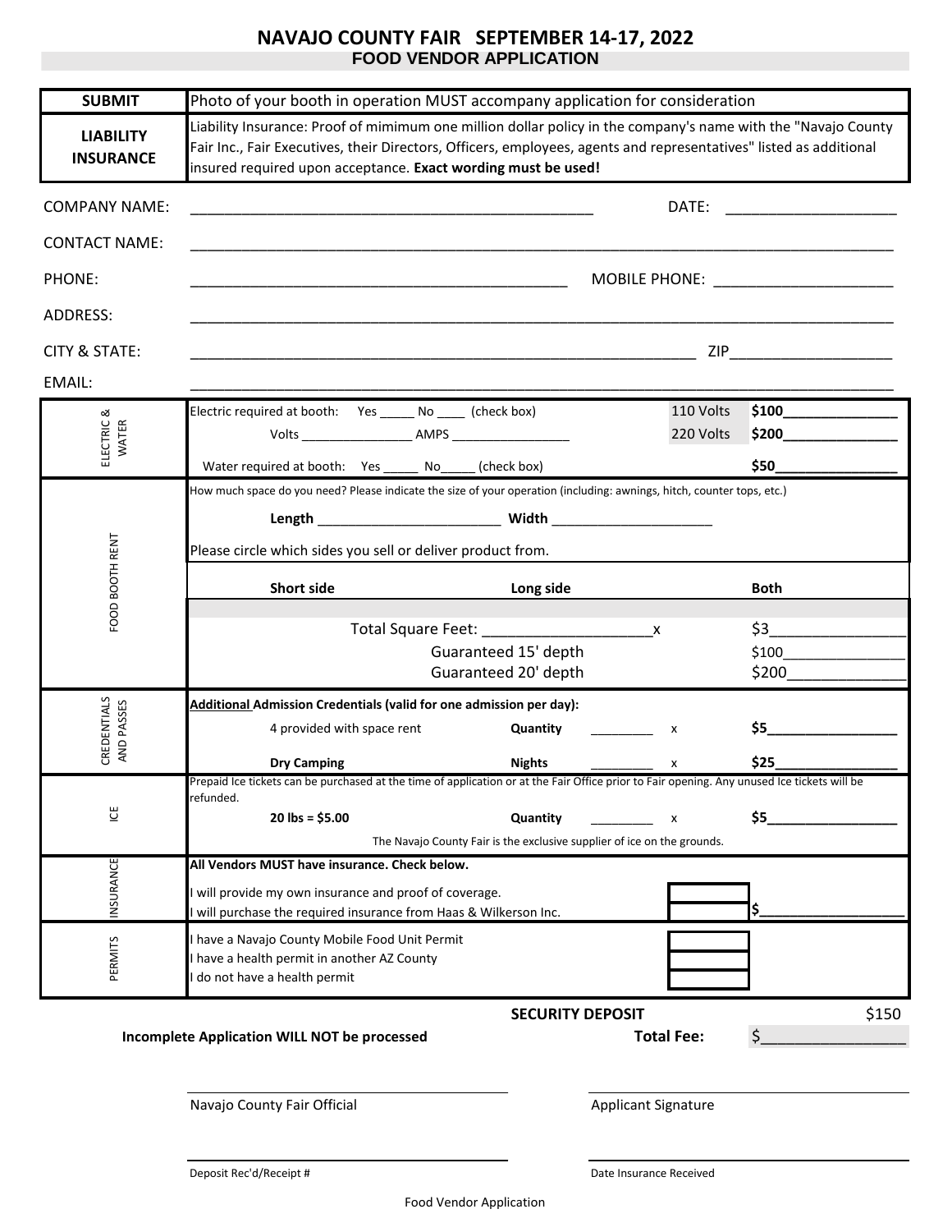# NAVAJO COUNTY FAIR SEPTEMBER 14-17, 2022

## FOOD VENDOR APPLICATION

| SUBMIT | Photo of your booth in operation MUST accompany application for consideration |
|---|---|
| LIABILITY INSURANCE | Liability Insurance: Proof of mimimum one million dollar policy in the company's name with the "Navajo County Fair Inc., Fair Executives, their Directors, Officers, employees, agents and representatives" listed as additional insured required upon acceptance. **Exact wording must be used!** |

COMPANY NAME: _______________________________________________ DATE: ____________________

CONTACT NAME: ____________________________________________________________________________

PHONE: ____________________________________________ MOBILE PHONE: _____________________

ADDRESS: ____________________________________________________________________________

CITY & STATE: ___________________________________________________________ ZIP___________________

EMAIL: ____________________________________________________________________________

| ELECTRIC & WATER | Electric required at booth: Yes _____ No ____ (check box) | 110 Volts | **$100**______________ |
|---|---|---|---|
| | Volts ________________ AMPS _________________ | 220 Volts | **$200**______________ |
| | Water required at booth: Yes _____ No_____ (check box) | | **$50**________________ |

| FOOD BOOTH RENT | | | |
|---|---|---|---|
| | How much space do you need? Please indicate the size of your operation (including: awnings, hitch, counter tops, etc.) | | |
| | **Length** ________________________ **Width** _____________________ | | |
| | Please circle which sides you sell or deliver product from. | | |
| | **Short side** | **Long side** | **Both** |
| | Total Square Feet: ____________________x | | $3________________ |
| | Guaranteed 15' depth | | $100_______________ |
| | Guaranteed 20' depth | | $200______________ |

| CREDENTIALS AND PASSES | **Additional Admission Credentials (valid for one admission per day):** | | | |
|---|---|---|---|---|
| | 4 provided with space rent | **Quantity** _________ | x | **$5**_________________ |
| | **Dry Camping** | **Nights** _________ | x | **$25**________________ |

| ICE | Prepaid Ice tickets can be purchased at the time of application or at the Fair Office prior to Fair opening. Any unused Ice tickets will be refunded. | | | |
|---|---|---|---|---|
| | **20 lbs = $5.00** | **Quantity** _________ | x | **$5**_________________ |
| | The Navajo County Fair is the exclusive supplier of ice on the grounds. | | | |

| INSURANCE | **All Vendors MUST have insurance. Check below.** | | |
|---|---|---|---|
| | I will provide my own insurance and proof of coverage. | ☐ | |
| | I will purchase the required insurance from Haas & Wilkerson Inc. | ☐ | $_________________ |

| PERMITS | |
|---|---|
| | I have a Navajo County Mobile Food Unit Permit ☐ |
| | I have a health permit in another AZ County ☐ |
| | I do not have a health permit ☐ |

**SECURITY DEPOSIT** $150

**Incomplete Application WILL NOT be processed** **Total Fee:** $________________

_____________________________ _____________________________

Navajo County Fair Official Applicant Signature

_____________________________ _____________________________

Deposit Rec'd/Receipt # Date Insurance Received

Food Vendor Application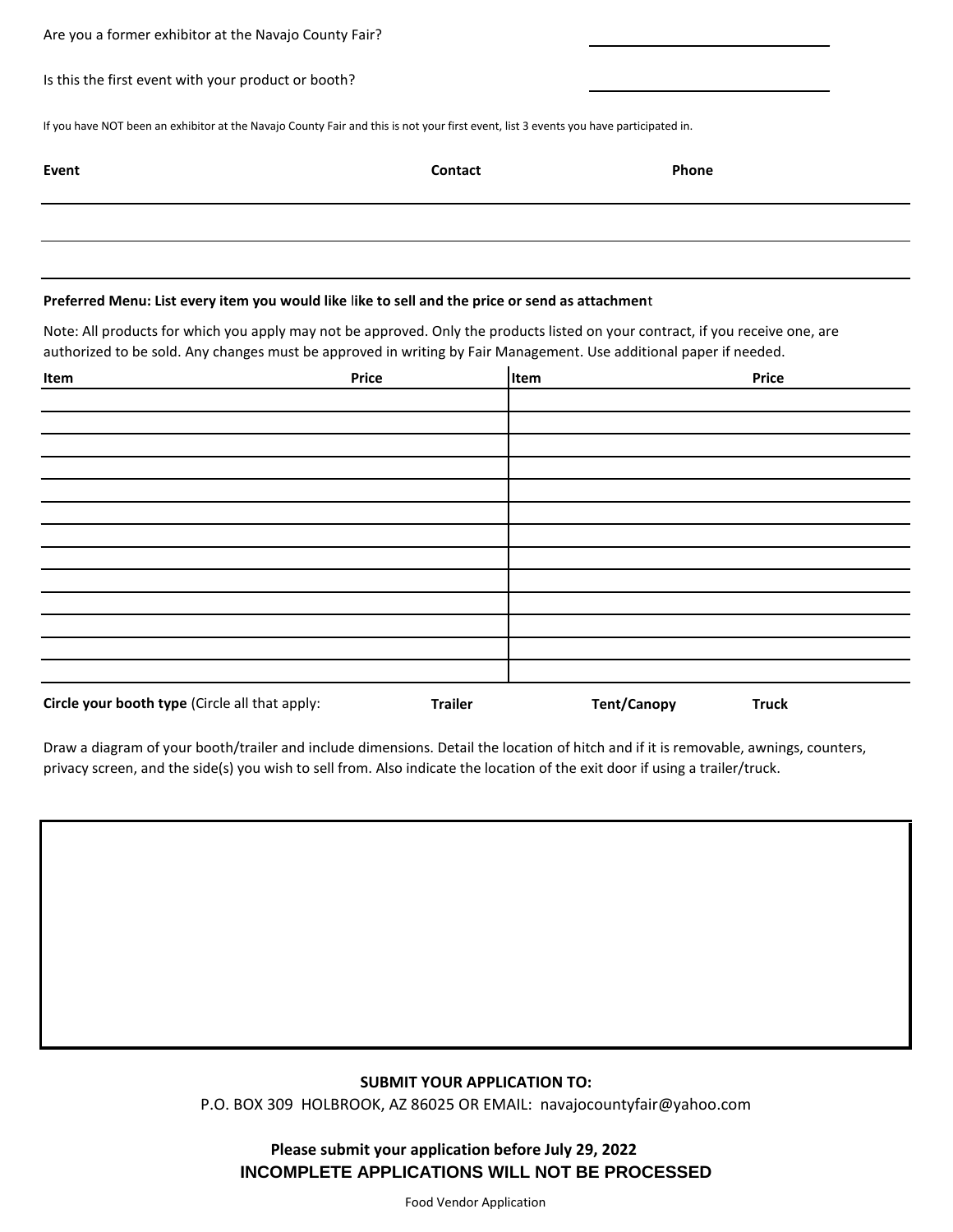Are you a former exhibitor at the Navajo County Fair? ______________________

Is this the first event with your product or booth? ______________________

If you have NOT been an exhibitor at the Navajo County Fair and this is not your first event, list 3 events you have participated in.

| Event | Contact | Phone |
|---|---|---|
| | | |
| | | |
| | | |

**Preferred Menu: List every item you would like like to sell and the price or send as attachment**

Note: All products for which you apply may not be approved. Only the products listed on your contract, if you receive one, are authorized to be sold. Any changes must be approved in writing by Fair Management. Use additional paper if needed.

| Item | Price | Item | Price |
|---|---|---|---|
| | | | |
| | | | |
| | | | |
| | | | |
| | | | |
| | | | |
| | | | |
| | | | |
| | | | |
| | | | |
| | | | |
| | | | |
| | | | |

**Circle your booth type** (Circle all that apply: **Trailer** **Tent/Canopy** **Truck**

Draw a diagram of your booth/trailer and include dimensions. Detail the location of hitch and if it is removable, awnings, counters, privacy screen, and the side(s) you wish to sell from. Also indicate the location of the exit door if using a trailer/truck.

**SUBMIT YOUR APPLICATION TO:**

P.O. BOX 309 HOLBROOK, AZ 86025 OR EMAIL: navajocountyfair@yahoo.com

**Please submit your application before July 29, 2022**

**INCOMPLETE APPLICATIONS WILL NOT BE PROCESSED**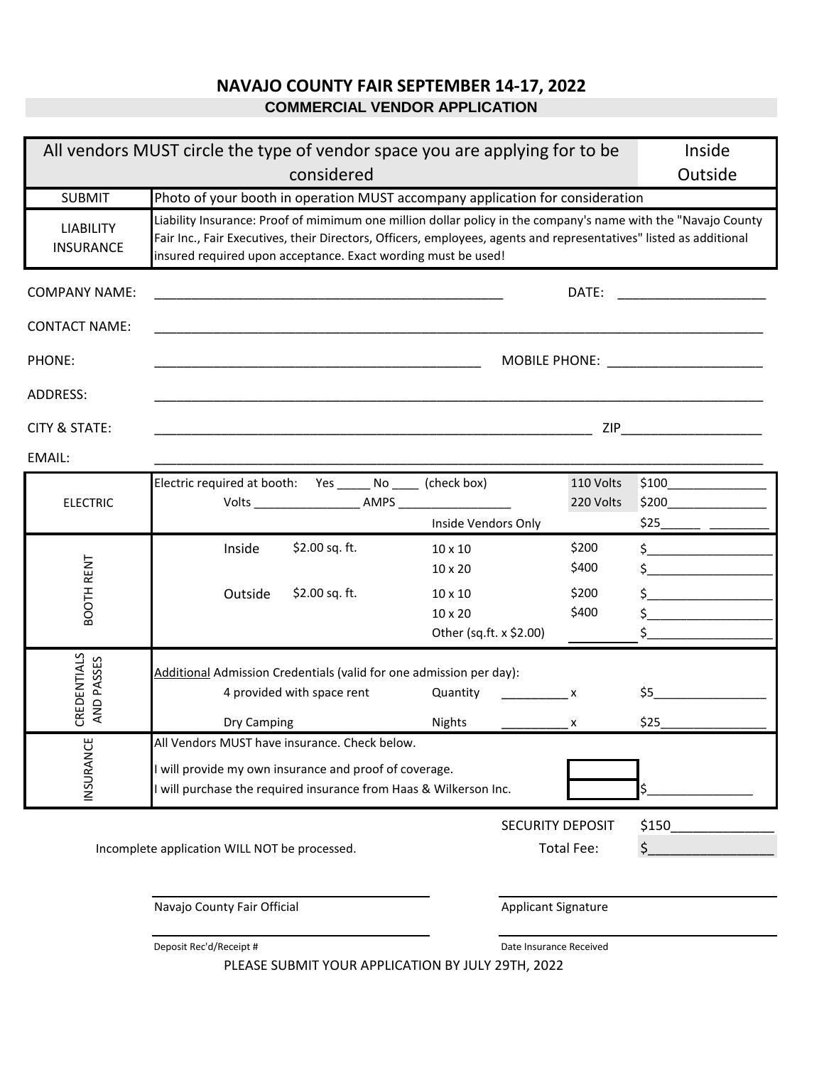# NAVAJO COUNTY FAIR SEPTEMBER 14-17, 2022

## COMMERCIAL VENDOR APPLICATION

| All vendors MUST circle the type of vendor space you are applying for to be considered | Inside<br>Outside |
| --- | --- |
| SUBMIT | Photo of your booth in operation MUST accompany application for consideration |
| LIABILITY INSURANCE | Liability Insurance: Proof of mimimum one million dollar policy in the company's name with the "Navajo County Fair Inc., Fair Executives, their Directors, Officers, employees, agents and representatives" listed as additional insured required upon acceptance. Exact wording must be used! |

COMPANY NAME: ________________________________________________ DATE: ____________________

CONTACT NAME: ____________________________________________________________________________________

PHONE: _____________________________________________ MOBILE PHONE: _____________________

ADDRESS: ____________________________________________________________________________________

CITY & STATE: ____________________________________________________________ ZIP___________________

EMAIL: ____________________________________________________________________________________

| | | | | | |
| --- | --- | --- | --- | --- | --- |
| ELECTRIC | Electric required at booth: Yes _____ No ____ (check box) | | | 110 Volts | $100_______________ |
| | Volts ________________ AMPS _________________ | | | 220 Volts | $200_______________ |
| | | | Inside Vendors Only | | $25______ _________ |
| BOOTH RENT | Inside | $2.00 sq. ft. | 10 x 10 | $200 | $__________________ |
| | | | 10 x 20 | $400 | $__________________ |
| | Outside | $2.00 sq. ft. | 10 x 10 | $200 | $__________________ |
| | | | 10 x 20 | $400 | $__________________ |
| | | | Other (sq.ft. x $2.00) | ________ | $__________________ |
| CREDENTIALS AND PASSES | Additional Admission Credentials (valid for one admission per day): | | | | |
| | 4 provided with space rent | | Quantity __________ x | | $5_________________ |
| | Dry Camping | | Nights __________ x | | $25________________ |
| INSURANCE | All Vendors MUST have insurance. Check below. | | | | |
| | I will provide my own insurance and proof of coverage. | | | ☐ | |
| | I will purchase the required insurance from Haas & Wilkerson Inc. | | | ☐ | $________________ |

SECURITY DEPOSIT $150______________

Incomplete application WILL NOT be processed. Total Fee: $_________________

________________________________ ________________________________

Navajo County Fair Official Applicant Signature

________________________________ ________________________________

Deposit Rec'd/Receipt # Date Insurance Received

PLEASE SUBMIT YOUR APPLICATION BY JULY 29TH, 2022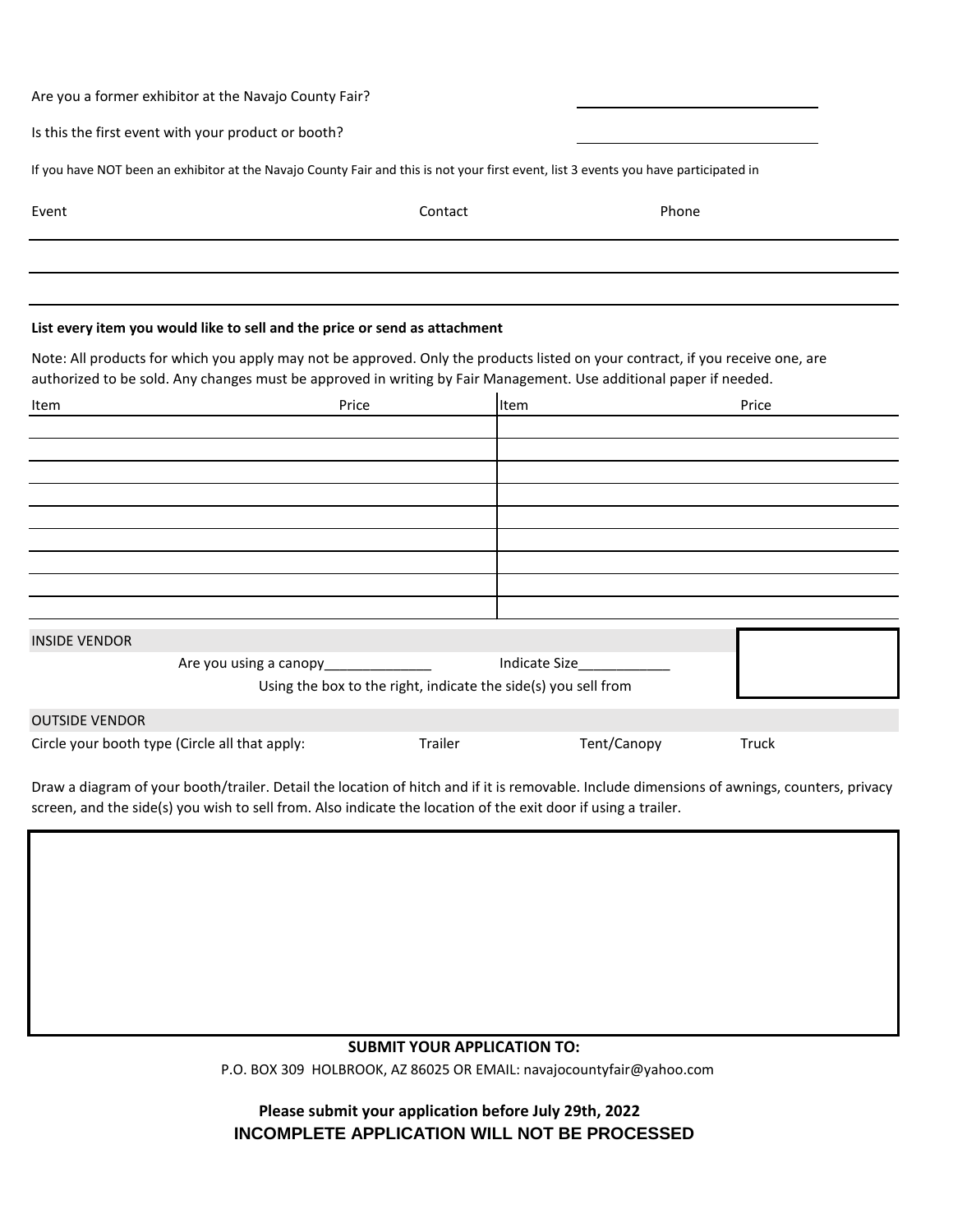Are you a former exhibitor at the Navajo County Fair? ______________________

Is this the first event with your product or booth? ______________________

If you have NOT been an exhibitor at the Navajo County Fair and this is not your first event, list 3 events you have participated in

| Event | Contact | Phone |
|---|---|---|
| | | |
| | | |
| | | |

**List every item you would like to sell and the price or send as attachment**

Note: All products for which you apply may not be approved. Only the products listed on your contract, if you receive one, are authorized to be sold. Any changes must be approved in writing by Fair Management. Use additional paper if needed.

| Item | Price | Item | Price |
|---|---|---|---|
| | | | |
| | | | |
| | | | |
| | | | |
| | | | |
| | | | |
| | | | |
| | | | |
| | | | |

INSIDE VENDOR

Are you using a canopy______________ Indicate Size____________

Using the box to the right, indicate the side(s) you sell from

OUTSIDE VENDOR

Circle your booth type (Circle all that apply: Trailer Tent/Canopy Truck

Draw a diagram of your booth/trailer. Detail the location of hitch and if it is removable. Include dimensions of awnings, counters, privacy screen, and the side(s) you wish to sell from. Also indicate the location of the exit door if using a trailer.

**SUBMIT YOUR APPLICATION TO:**

P.O. BOX 309 HOLBROOK, AZ 86025 OR EMAIL: navajocountyfair@yahoo.com

**Please submit your application before July 29th, 2022**

**INCOMPLETE APPLICATION WILL NOT BE PROCESSED**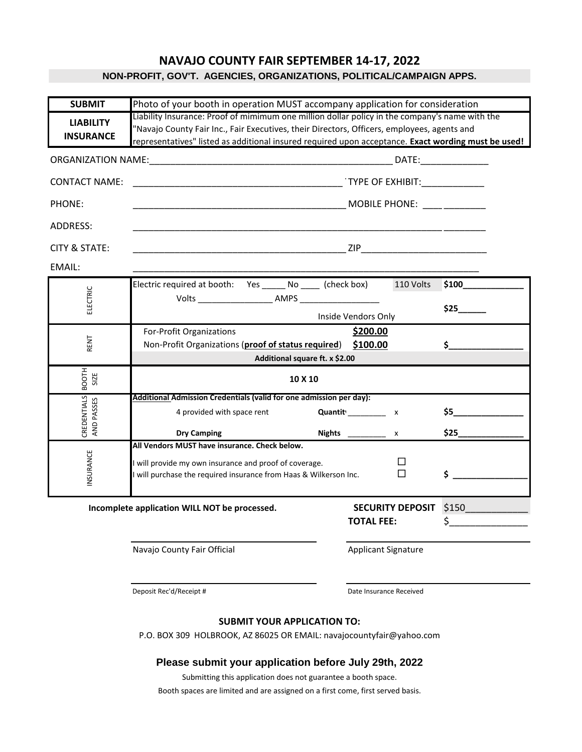# NAVAJO COUNTY FAIR SEPTEMBER 14-17, 2022

## NON-PROFIT, GOV'T. AGENCIES, ORGANIZATIONS, POLITICAL/CAMPAIGN APPS.

| | |
|---|---|
| **SUBMIT** | Photo of your booth in operation MUST accompany application for consideration |
| **LIABILITY INSURANCE** | Liability Insurance: Proof of mimimum one million dollar policy in the company's name with the "Navajo County Fair Inc., Fair Executives, their Directors, Officers, employees, agents and representatives" listed as additional insured required upon acceptance. **Exact wording must be used!** |

ORGANIZATION NAME:_______________________________________________ DATE:_____________

CONTACT NAME: ________________________________________ TYPE OF EXHIBIT:____________

PHONE: ________________________________________ MOBILE PHONE: ____ ________

ADDRESS: ______________________________________________________________ ________

CITY & STATE: ________________________________________ ZIP________________________

EMAIL: _________________________________________________________________

| | | | |
|---|---|---|---|
| ELECTRIC | Electric required at booth: Yes _____ No ____ (check box)<br>Volts ________________ AMPS _________________<br>Inside Vendors Only | 110 Volts | **$100**____________<br>**$25**_____ |
| RENT | For-Profit Organizations<br>Non-Profit Organizations (**proof of status required**)<br>**Additional square ft. x $2.00** | **$200.00**<br>**$100.00** | $______________ |
| BOOTH SIZE | **10 X 10** | | |
| CREDENTIALS AND PASSES | **Additional Admission Credentials (valid for one admission per day):**<br>4 provided with space rent<br>**Dry Camping** | **Quantity** _________ x<br>**Nights** _________ x | **$5**______________<br>**$25**______________ |
| INSURANCE | **All Vendors MUST have insurance. Check below.**<br>I will provide my own insurance and proof of coverage. ☐<br>I will purchase the required insurance from Haas & Wilkerson Inc. ☐ | | $ _______________ |

**Incomplete application WILL NOT be processed.**

**SECURITY DEPOSIT** $150___________

**TOTAL FEE:** $_______________

Navajo County Fair Official ______________________ Applicant Signature ______________________

Deposit Rec'd/Receipt # ______________________ Date Insurance Received ______________________

**SUBMIT YOUR APPLICATION TO:**

P.O. BOX 309 HOLBROOK, AZ 86025 OR EMAIL: navajocountyfair@yahoo.com

**Please submit your application before July 29th, 2022**

Submitting this application does not guarantee a booth space.

Booth spaces are limited and are assigned on a first come, first served basis.